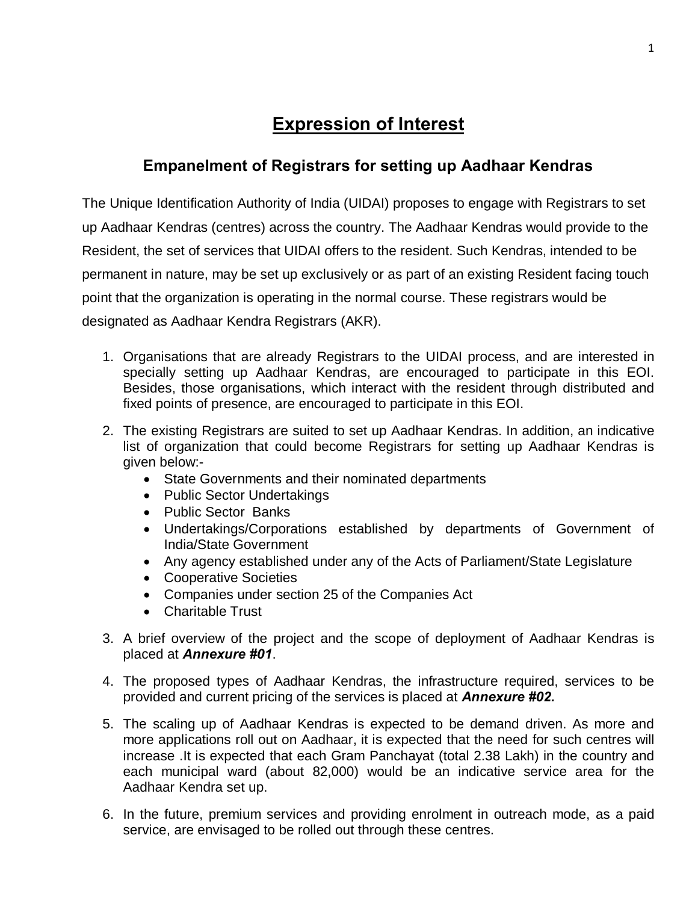# Expression of Interest

## Empanelment of Registrars for setting up Aadhaar Kendras

The Unique Identification Authority of India (UIDAI) proposes to engage with Registrars to set up Aadhaar Kendras (centres) across the country. The Aadhaar Kendras would provide to the Resident, the set of services that UIDAI offers to the resident. Such Kendras, intended to be permanent in nature, may be set up exclusively or as part of an existing Resident facing touch point that the organization is operating in the normal course. These registrars would be designated as Aadhaar Kendra Registrars (AKR).

1. Organisations that are already Registrars to the UIDAI process, and are interested in specially setting up Aadhaar Kendras, are encouraged to participate in this EOI. Besides, those organisations, which interact with the resident through distributed and fixed points of presence, are encouraged to participate in this EOI.
2. The existing Registrars are suited to set up Aadhaar Kendras. In addition, an indicative list of organization that could become Registrars for setting up Aadhaar Kendras is given below:-
   - State Governments and their nominated departments
   - Public Sector Undertakings
   - Public Sector Banks
   - Undertakings/Corporations established by departments of Government of India/State Government
   - Any agency established under any of the Acts of Parliament/State Legislature
   - Cooperative Societies
   - Companies under section 25 of the Companies Act
   - Charitable Trust
3. A brief overview of the project and the scope of deployment of Aadhaar Kendras is placed at ***Annexure #01***.
4. The proposed types of Aadhaar Kendras, the infrastructure required, services to be provided and current pricing of the services is placed at ***Annexure #02.***
5. The scaling up of Aadhaar Kendras is expected to be demand driven. As more and more applications roll out on Aadhaar, it is expected that the need for such centres will increase .It is expected that each Gram Panchayat (total 2.38 Lakh) in the country and each municipal ward (about 82,000) would be an indicative service area for the Aadhaar Kendra set up.
6. In the future, premium services and providing enrolment in outreach mode, as a paid service, are envisaged to be rolled out through these centres.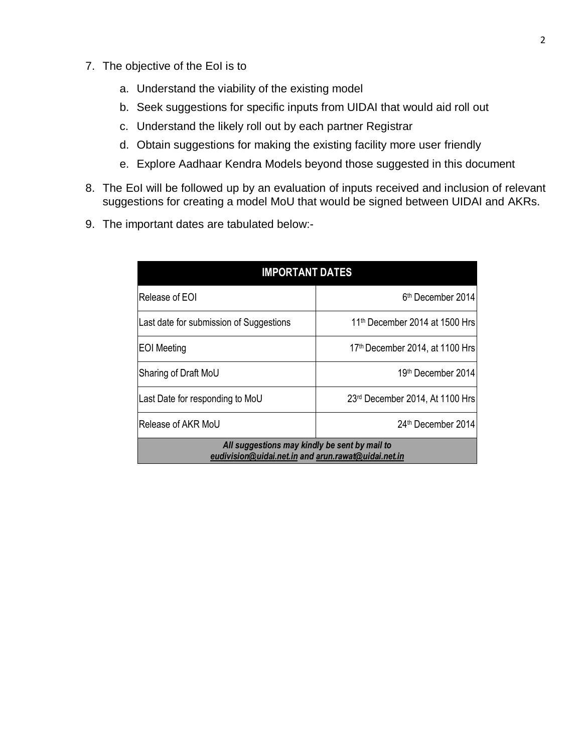7. The objective of the EoI is to

   a. Understand the viability of the existing model
   b. Seek suggestions for specific inputs from UIDAI that would aid roll out
   c. Understand the likely roll out by each partner Registrar
   d. Obtain suggestions for making the existing facility more user friendly
   e. Explore Aadhaar Kendra Models beyond those suggested in this document

8. The EoI will be followed up by an evaluation of inputs received and inclusion of relevant suggestions for creating a model MoU that would be signed between UIDAI and AKRs.

9. The important dates are tabulated below:-

| **IMPORTANT DATES** | |
|---|---|
| Release of EOI | 6th December 2014 |
| Last date for submission of Suggestions | 11th December 2014 at 1500 Hrs |
| EOI Meeting | 17th December 2014, at 1100 Hrs |
| Sharing of Draft MoU | 19th December 2014 |
| Last Date for responding to MoU | 23rd December 2014, At 1100 Hrs |
| Release of AKR MoU | 24th December 2014 |
| ***All suggestions may kindly be sent by mail to eudivision@uidai.net.in and arun.rawat@uidai.net.in*** | |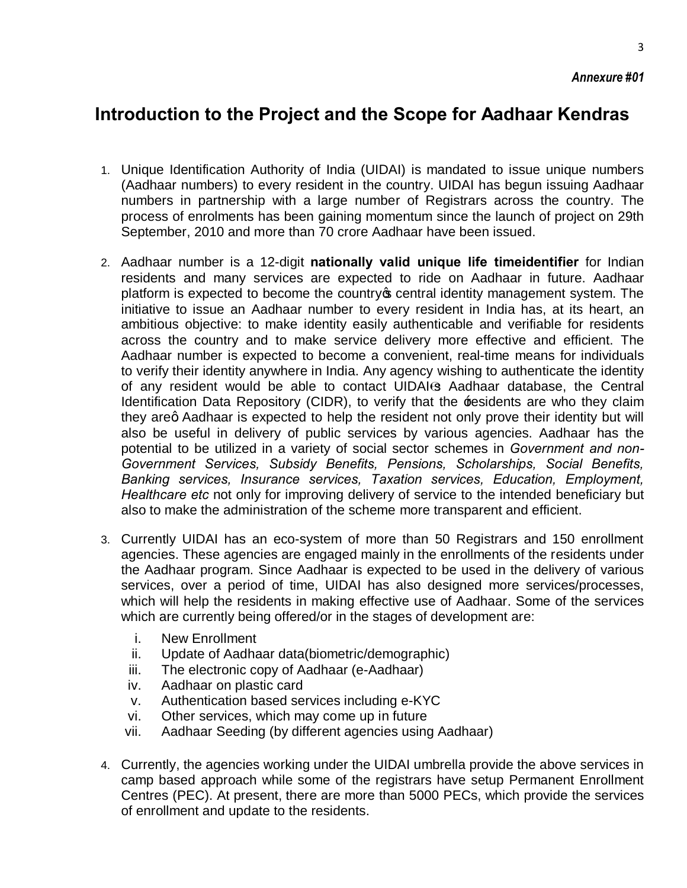*Annexure #01*

# Introduction to the Project and the Scope for Aadhaar Kendras

1. Unique Identification Authority of India (UIDAI) is mandated to issue unique numbers (Aadhaar numbers) to every resident in the country. UIDAI has begun issuing Aadhaar numbers in partnership with a large number of Registrars across the country. The process of enrolments has been gaining momentum since the launch of project on 29th September, 2010 and more than 70 crore Aadhaar have been issued.

2. Aadhaar number is a 12-digit **nationally valid unique life timeidentifier** for Indian residents and many services are expected to ride on Aadhaar in future. Aadhaar platform is expected to become the country's central identity management system. The initiative to issue an Aadhaar number to every resident in India has, at its heart, an ambitious objective: to make identity easily authenticable and verifiable for residents across the country and to make service delivery more effective and efficient. The Aadhaar number is expected to become a convenient, real-time means for individuals to verify their identity anywhere in India. Any agency wishing to authenticate the identity of any resident would be able to contact UIDAI's Aadhaar database, the Central Identification Data Repository (CIDR), to verify that the 'residents are who they claim they are' Aadhaar is expected to help the resident not only prove their identity but will also be useful in delivery of public services by various agencies. Aadhaar has the potential to be utilized in a variety of social sector schemes in *Government and non-Government Services, Subsidy Benefits, Pensions, Scholarships, Social Benefits, Banking services, Insurance services, Taxation services, Education, Employment, Healthcare etc* not only for improving delivery of service to the intended beneficiary but also to make the administration of the scheme more transparent and efficient.

3. Currently UIDAI has an eco-system of more than 50 Registrars and 150 enrollment agencies. These agencies are engaged mainly in the enrollments of the residents under the Aadhaar program. Since Aadhaar is expected to be used in the delivery of various services, over a period of time, UIDAI has also designed more services/processes, which will help the residents in making effective use of Aadhaar. Some of the services which are currently being offered/or in the stages of development are:

   i. New Enrollment
   ii. Update of Aadhaar data(biometric/demographic)
   iii. The electronic copy of Aadhaar (e-Aadhaar)
   iv. Aadhaar on plastic card
   v. Authentication based services including e-KYC
   vi. Other services, which may come up in future
   vii. Aadhaar Seeding (by different agencies using Aadhaar)

4. Currently, the agencies working under the UIDAI umbrella provide the above services in camp based approach while some of the registrars have setup Permanent Enrollment Centres (PEC). At present, there are more than 5000 PECs, which provide the services of enrollment and update to the residents.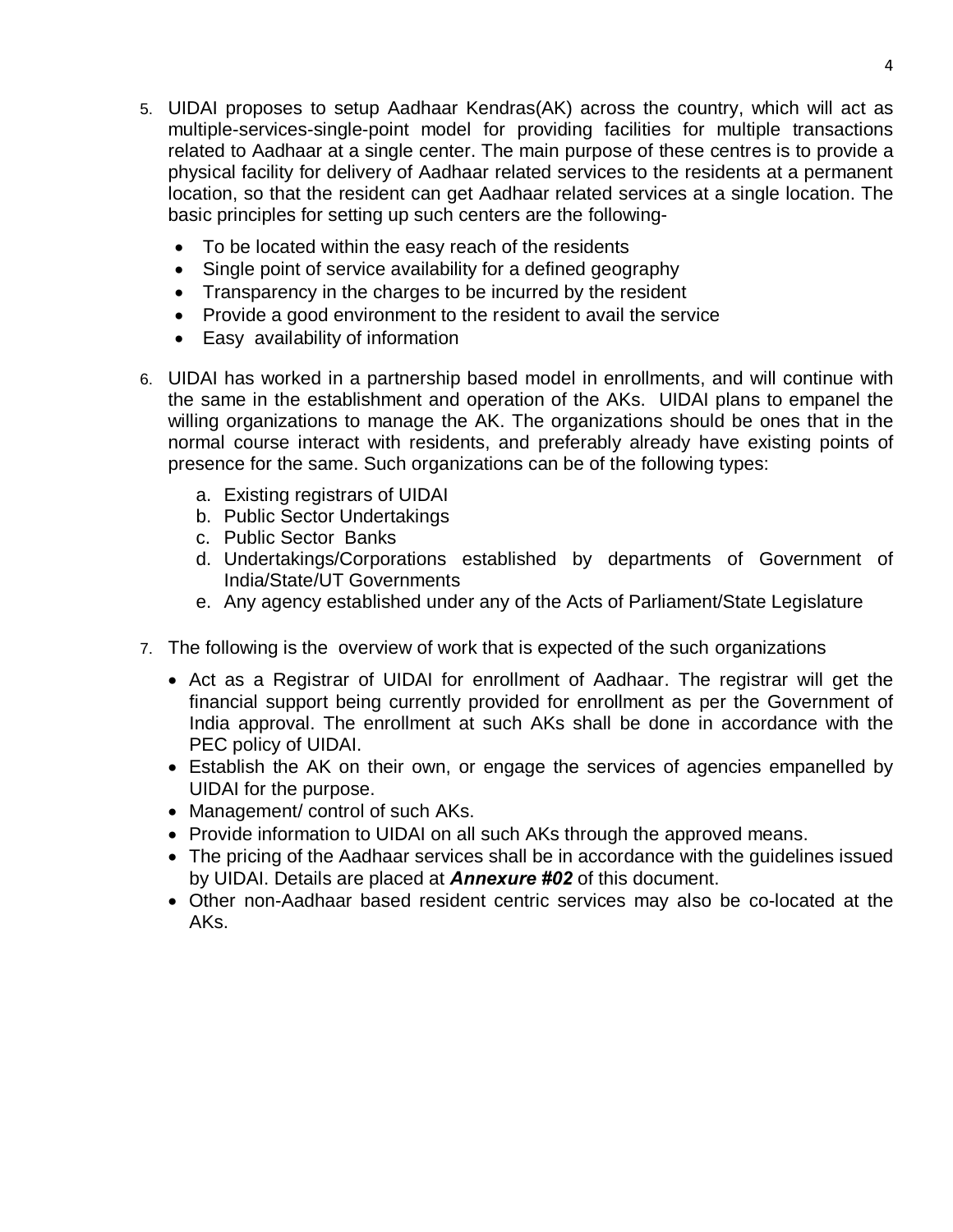5. UIDAI proposes to setup Aadhaar Kendras(AK) across the country, which will act as multiple-services-single-point model for providing facilities for multiple transactions related to Aadhaar at a single center. The main purpose of these centres is to provide a physical facility for delivery of Aadhaar related services to the residents at a permanent location, so that the resident can get Aadhaar related services at a single location. The basic principles for setting up such centers are the following-

   - To be located within the easy reach of the residents
   - Single point of service availability for a defined geography
   - Transparency in the charges to be incurred by the resident
   - Provide a good environment to the resident to avail the service
   - Easy availability of information

6. UIDAI has worked in a partnership based model in enrollments, and will continue with the same in the establishment and operation of the AKs. UIDAI plans to empanel the willing organizations to manage the AK. The organizations should be ones that in the normal course interact with residents, and preferably already have existing points of presence for the same. Such organizations can be of the following types:

   a. Existing registrars of UIDAI
   b. Public Sector Undertakings
   c. Public Sector Banks
   d. Undertakings/Corporations established by departments of Government of India/State/UT Governments
   e. Any agency established under any of the Acts of Parliament/State Legislature

7. The following is the overview of work that is expected of the such organizations

   - Act as a Registrar of UIDAI for enrollment of Aadhaar. The registrar will get the financial support being currently provided for enrollment as per the Government of India approval. The enrollment at such AKs shall be done in accordance with the PEC policy of UIDAI.
   - Establish the AK on their own, or engage the services of agencies empanelled by UIDAI for the purpose.
   - Management/ control of such AKs.
   - Provide information to UIDAI on all such AKs through the approved means.
   - The pricing of the Aadhaar services shall be in accordance with the guidelines issued by UIDAI. Details are placed at ***Annexure #02*** of this document.
   - Other non-Aadhaar based resident centric services may also be co-located at the AKs.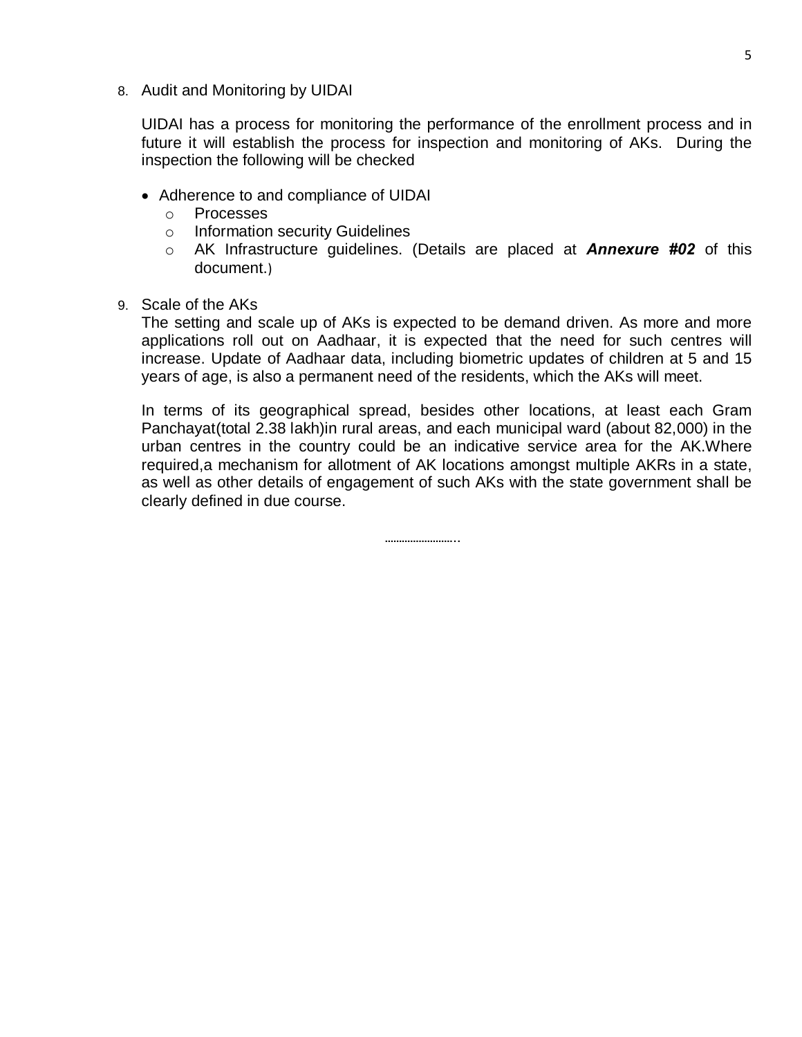8. Audit and Monitoring by UIDAI

   UIDAI has a process for monitoring the performance of the enrollment process and in future it will establish the process for inspection and monitoring of AKs. During the inspection the following will be checked

   - Adherence to and compliance of UIDAI
     - Processes
     - Information security Guidelines
     - AK Infrastructure guidelines. (Details are placed at ***Annexure #02*** of this document.)

9. Scale of the AKs

   The setting and scale up of AKs is expected to be demand driven. As more and more applications roll out on Aadhaar, it is expected that the need for such centres will increase. Update of Aadhaar data, including biometric updates of children at 5 and 15 years of age, is also a permanent need of the residents, which the AKs will meet.

   In terms of its geographical spread, besides other locations, at least each Gram Panchayat(total 2.38 lakh)in rural areas, and each municipal ward (about 82,000) in the urban centres in the country could be an indicative service area for the AK.Where required,a mechanism for allotment of AK locations amongst multiple AKRs in a state, as well as other details of engagement of such AKs with the state government shall be clearly defined in due course.

……………………..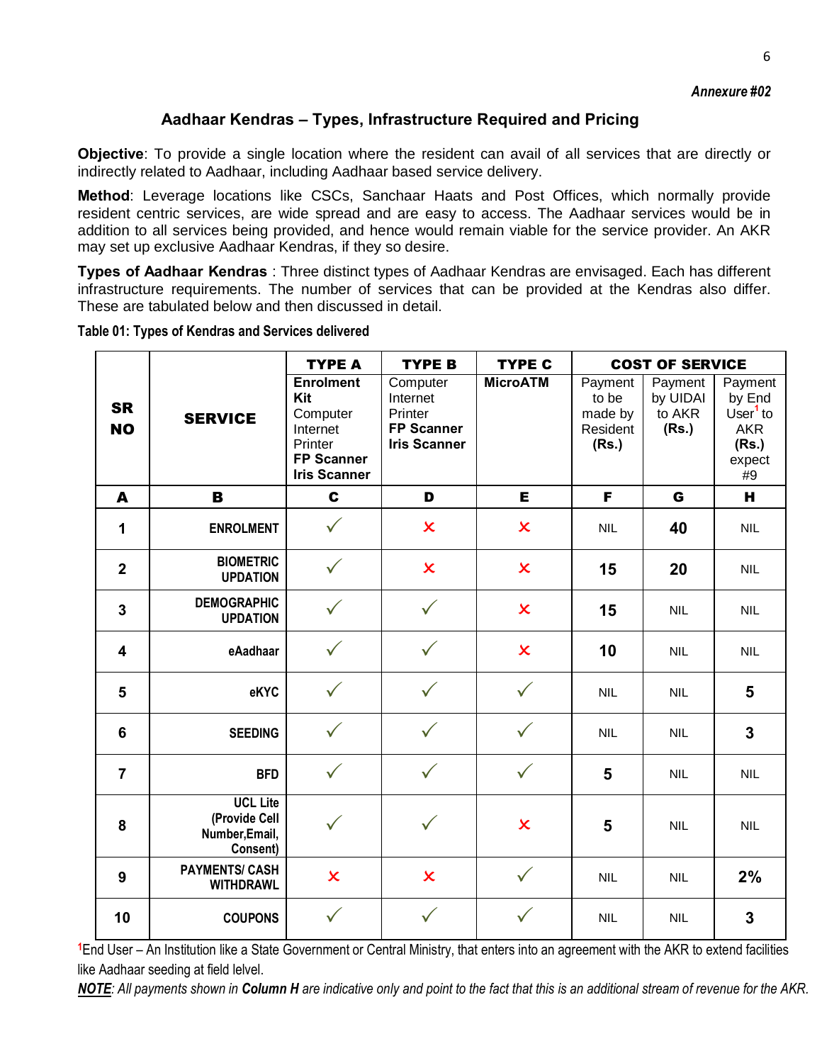*Annexure #02*

## Aadhaar Kendras – Types, Infrastructure Required and Pricing

**Objective**: To provide a single location where the resident can avail of all services that are directly or indirectly related to Aadhaar, including Aadhaar based service delivery.

**Method**: Leverage locations like CSCs, Sanchaar Haats and Post Offices, which normally provide resident centric services, are wide spread and are easy to access. The Aadhaar services would be in addition to all services being provided, and hence would remain viable for the service provider. An AKR may set up exclusive Aadhaar Kendras, if they so desire.

**Types of Aadhaar Kendras** : Three distinct types of Aadhaar Kendras are envisaged. Each has different infrastructure requirements. The number of services that can be provided at the Kendras also differ. These are tabulated below and then discussed in detail.

**Table 01: Types of Kendras and Services delivered**

| SR NO | SERVICE | TYPE A<br>**Enrolment Kit**<br>Computer<br>Internet<br>Printer<br>**FP Scanner**<br>**Iris Scanner** | TYPE B<br>Computer<br>Internet<br>Printer<br>**FP Scanner**<br>**Iris Scanner** | TYPE C<br>**MicroATM** | COST OF SERVICE<br>Payment to be made by Resident **(Rs.)** | Payment by UIDAI to AKR **(Rs.)** | Payment by End User[1] to AKR **(Rs.)** expect #9 |
|---|---|---|---|---|---|---|---|
| **A** | **B** | **C** | **D** | **E** | **F** | **G** | **H** |
| 1 | ENROLMENT | ✓ | ✗ | ✗ | NIL | **40** | NIL |
| 2 | BIOMETRIC UPDATION | ✓ | ✗ | ✗ | **15** | **20** | NIL |
| 3 | DEMOGRAPHIC UPDATION | ✓ | ✓ | ✗ | **15** | NIL | NIL |
| 4 | eAadhaar | ✓ | ✓ | ✗ | **10** | NIL | NIL |
| 5 | eKYC | ✓ | ✓ | ✓ | NIL | NIL | **5** |
| 6 | SEEDING | ✓ | ✓ | ✓ | NIL | NIL | **3** |
| 7 | BFD | ✓ | ✓ | ✓ | **5** | NIL | NIL |
| 8 | UCL Lite (Provide Cell Number,Email, Consent) | ✓ | ✓ | ✗ | **5** | NIL | NIL |
| 9 | PAYMENTS/ CASH WITHDRAWL | ✗ | ✗ | ✓ | NIL | NIL | **2%** |
| 10 | COUPONS | ✓ | ✓ | ✓ | NIL | NIL | **3** |

[1]End User – An Institution like a State Government or Central Ministry, that enters into an agreement with the AKR to extend facilities like Aadhaar seeding at field lelvel.

***NOTE**: All payments shown in **Column H** are indicative only and point to the fact that this is an additional stream of revenue for the AKR.*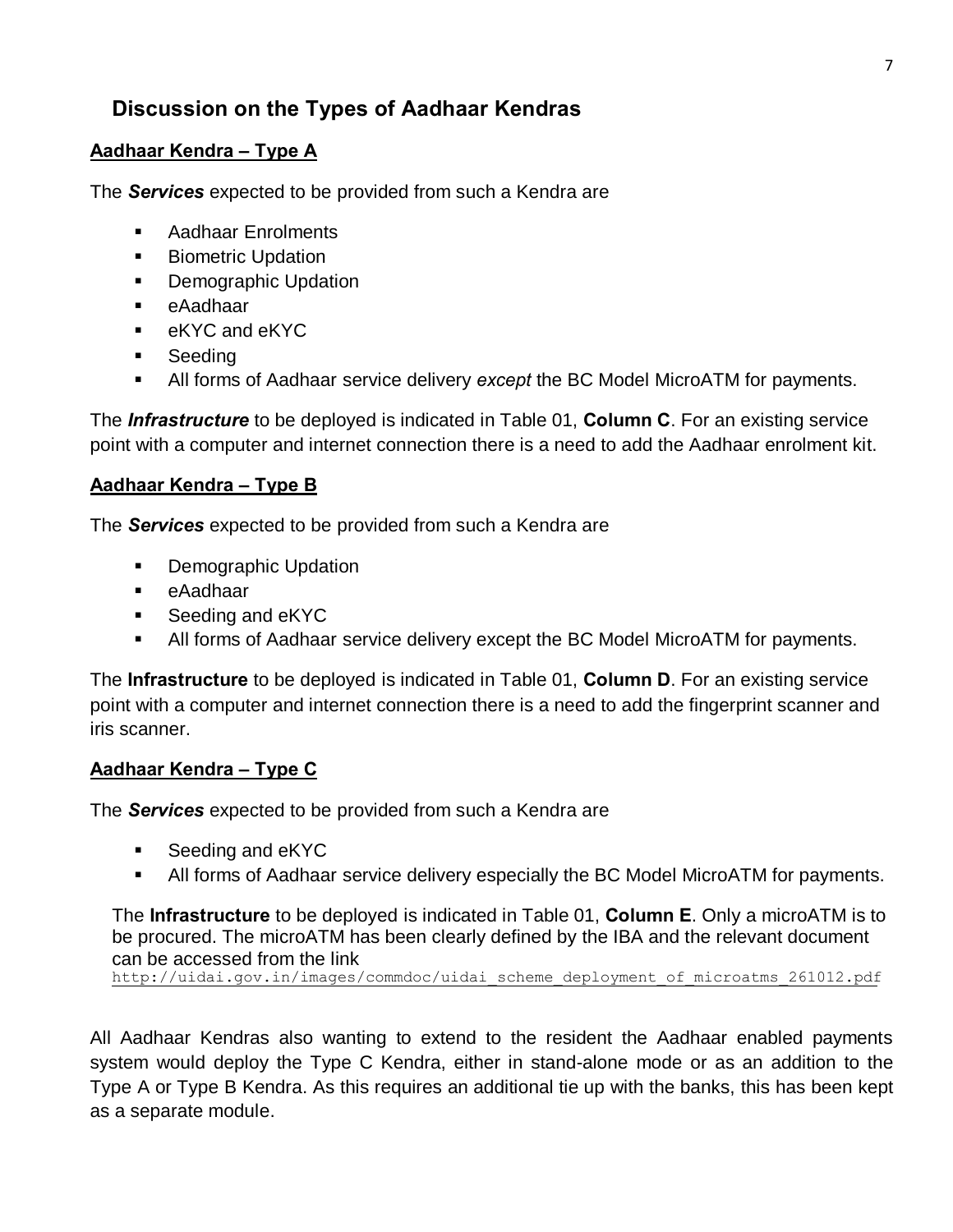## Discussion on the Types of Aadhaar Kendras

### Aadhaar Kendra – Type A

The ***Services*** expected to be provided from such a Kendra are

- Aadhaar Enrolments
- Biometric Updation
- Demographic Updation
- eAadhaar
- eKYC and eKYC
- Seeding
- All forms of Aadhaar service delivery *except* the BC Model MicroATM for payments.

The ***Infrastructure*** to be deployed is indicated in Table 01, **Column C**. For an existing service point with a computer and internet connection there is a need to add the Aadhaar enrolment kit.

### Aadhaar Kendra – Type B

The ***Services*** expected to be provided from such a Kendra are

- Demographic Updation
- eAadhaar
- Seeding and eKYC
- All forms of Aadhaar service delivery except the BC Model MicroATM for payments.

The **Infrastructure** to be deployed is indicated in Table 01, **Column D**. For an existing service point with a computer and internet connection there is a need to add the fingerprint scanner and iris scanner.

### Aadhaar Kendra – Type C

The ***Services*** expected to be provided from such a Kendra are

- Seeding and eKYC
- All forms of Aadhaar service delivery especially the BC Model MicroATM for payments.

The **Infrastructure** to be deployed is indicated in Table 01, **Column E**. Only a microATM is to be procured. The microATM has been clearly defined by the IBA and the relevant document can be accessed from the link
http://uidai.gov.in/images/commdoc/uidai_scheme_deployment_of_microatms_261012.pdf

All Aadhaar Kendras also wanting to extend to the resident the Aadhaar enabled payments system would deploy the Type C Kendra, either in stand-alone mode or as an addition to the Type A or Type B Kendra. As this requires an additional tie up with the banks, this has been kept as a separate module.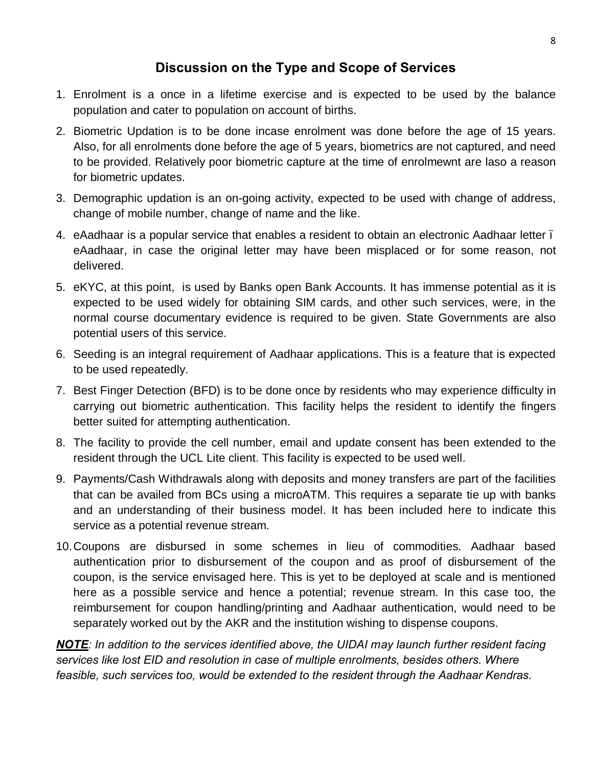## Discussion on the Type and Scope of Services

1. Enrolment is a once in a lifetime exercise and is expected to be used by the balance population and cater to population on account of births.
2. Biometric Updation is to be done incase enrolment was done before the age of 15 years. Also, for all enrolments done before the age of 5 years, biometrics are not captured, and need to be provided. Relatively poor biometric capture at the time of enrolmewnt are laso a reason for biometric updates.
3. Demographic updation is an on-going activity, expected to be used with change of address, change of mobile number, change of name and the like.
4. eAadhaar is a popular service that enables a resident to obtain an electronic Aadhaar letter ï eAadhaar, in case the original letter may have been misplaced or for some reason, not delivered.
5. eKYC, at this point, is used by Banks open Bank Accounts. It has immense potential as it is expected to be used widely for obtaining SIM cards, and other such services, were, in the normal course documentary evidence is required to be given. State Governments are also potential users of this service.
6. Seeding is an integral requirement of Aadhaar applications. This is a feature that is expected to be used repeatedly.
7. Best Finger Detection (BFD) is to be done once by residents who may experience difficulty in carrying out biometric authentication. This facility helps the resident to identify the fingers better suited for attempting authentication.
8. The facility to provide the cell number, email and update consent has been extended to the resident through the UCL Lite client. This facility is expected to be used well.
9. Payments/Cash Withdrawals along with deposits and money transfers are part of the facilities that can be availed from BCs using a microATM. This requires a separate tie up with banks and an understanding of their business model. It has been included here to indicate this service as a potential revenue stream.
10. Coupons are disbursed in some schemes in lieu of commodities. Aadhaar based authentication prior to disbursement of the coupon and as proof of disbursement of the coupon, is the service envisaged here. This is yet to be deployed at scale and is mentioned here as a possible service and hence a potential; revenue stream. In this case too, the reimbursement for coupon handling/printing and Aadhaar authentication, would need to be separately worked out by the AKR and the institution wishing to dispense coupons.

***NOTE**: In addition to the services identified above, the UIDAI may launch further resident facing services like lost EID and resolution in case of multiple enrolments, besides others. Where feasible, such services too, would be extended to the resident through the Aadhaar Kendras.*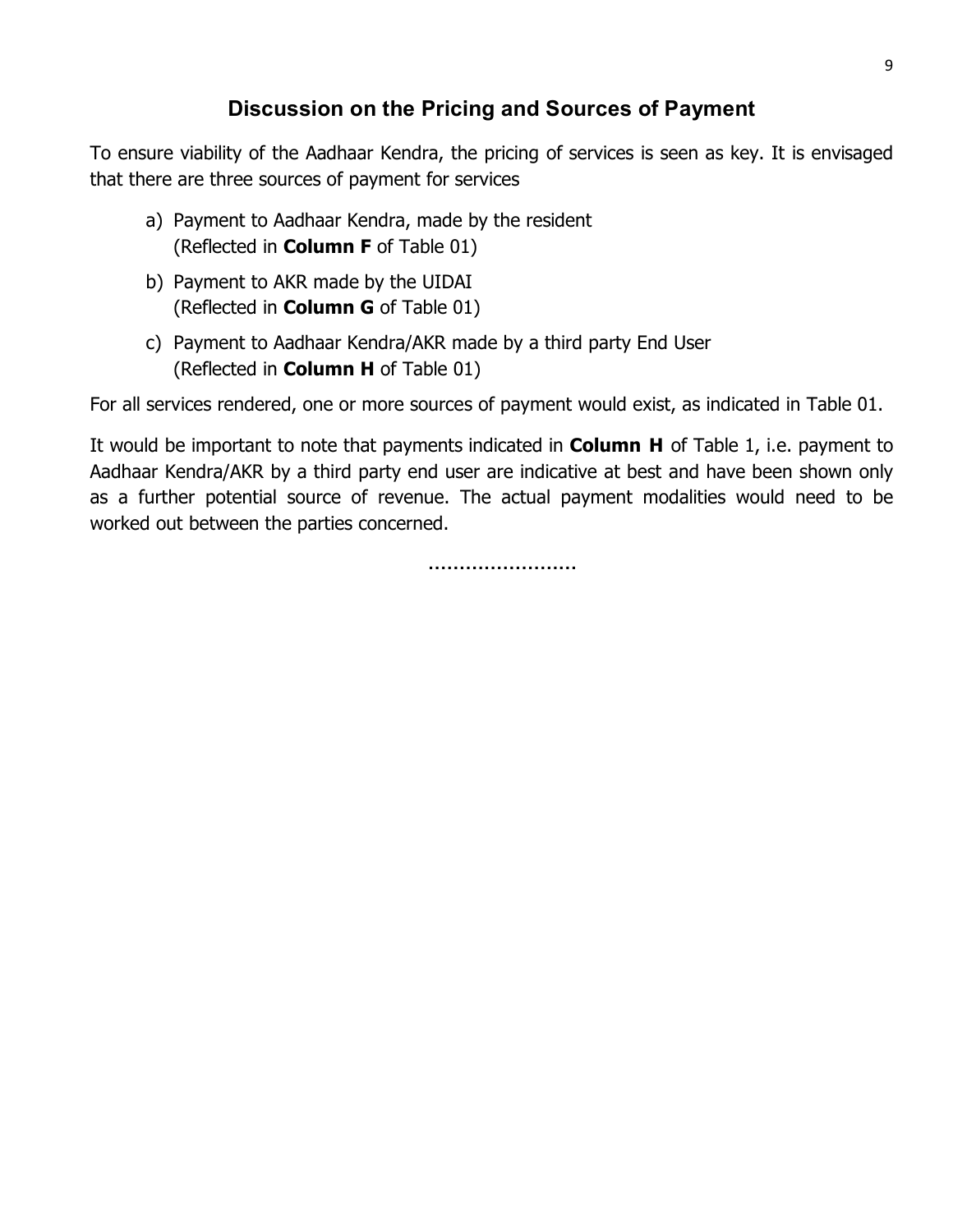## Discussion on the Pricing and Sources of Payment

To ensure viability of the Aadhaar Kendra, the pricing of services is seen as key. It is envisaged that there are three sources of payment for services

a) Payment to Aadhaar Kendra, made by the resident
   (Reflected in **Column F** of Table 01)

b) Payment to AKR made by the UIDAI
   (Reflected in **Column G** of Table 01)

c) Payment to Aadhaar Kendra/AKR made by a third party End User
   (Reflected in **Column H** of Table 01)

For all services rendered, one or more sources of payment would exist, as indicated in Table 01.

It would be important to note that payments indicated in **Column H** of Table 1, i.e. payment to Aadhaar Kendra/AKR by a third party end user are indicative at best and have been shown only as a further potential source of revenue. The actual payment modalities would need to be worked out between the parties concerned.

........................